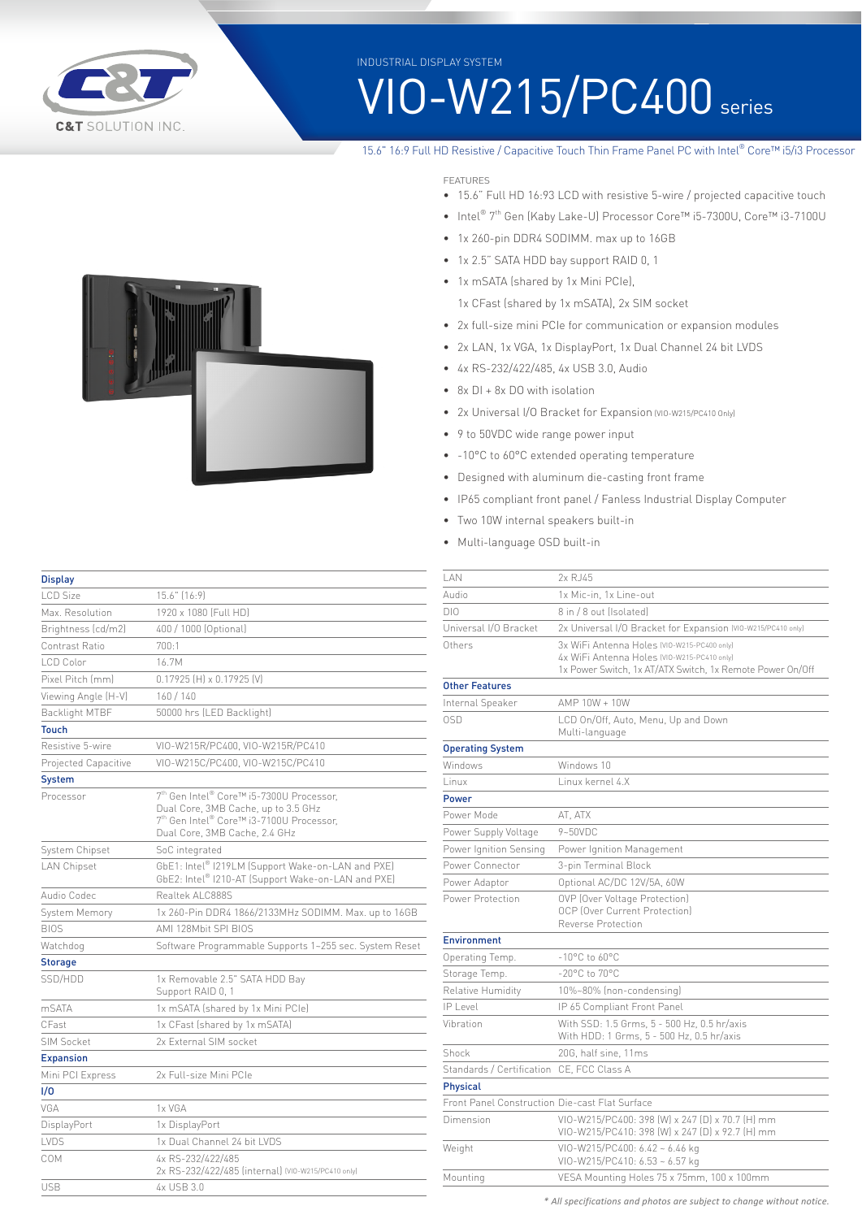C&T SOLUTION INC.

INDUSTRIAL DISPLAY SYSTEM

# VIO-W215/PC400 series

15.6" 16:9 Full HD Resistive / Capacitive Touch Thin Frame Panel PC with Intel® Core™ i5/i3 Processor

FEATURES

- 15.6" Full HD 16:93 LCD with resistive 5-wire / projected capacitive touch
- Intel® 7th Gen (Kaby Lake-U) Processor Core™ i5-7300U, Core™ i3-7100U
- 1x 260-pin DDR4 SODIMM. max up to 16GB
- 1x 2.5" SATA HDD bay support RAID 0, 1
- 1x mSATA (shared by 1x Mini PCIe),
  1x CFast (shared by 1x mSATA), 2x SIM socket
- 2x full-size mini PCIe for communication or expansion modules
- 2x LAN, 1x VGA, 1x DisplayPort, 1x Dual Channel 24 bit LVDS
- 4x RS-232/422/485, 4x USB 3.0, Audio
- 8x DI + 8x DO with isolation
- 2x Universal I/O Bracket for Expansion (VIO-W215/PC410 Only)
- 9 to 50VDC wide range power input
- -10°C to 60°C extended operating temperature
- Designed with aluminum die-casting front frame
- IP65 compliant front panel / Fanless Industrial Display Computer
- Two 10W internal speakers built-in
- Multi-language OSD built-in

| **Display** | |
|---|---|
| LCD Size | 15.6" (16:9) |
| Max. Resolution | 1920 x 1080 (Full HD) |
| Brightness (cd/m2) | 400 / 1000 (Optional) |
| Contrast Ratio | 700:1 |
| LCD Color | 16.7M |
| Pixel Pitch (mm) | 0.17925 (H) x 0.17925 (V) |
| Viewing Angle (H-V) | 160 / 140 |
| Backlight MTBF | 50000 hrs (LED Backlight) |
| **Touch** | |
| Resistive 5-wire | VIO-W215R/PC400, VIO-W215R/PC410 |
| Projected Capacitive | VIO-W215C/PC400, VIO-W215C/PC410 |
| **System** | |
| Processor | 7th Gen Intel® Core™ i5-7300U Processor, Dual Core, 3MB Cache, up to 3.5 GHz<br>7th Gen Intel® Core™ i3-7100U Processor, Dual Core, 3MB Cache, 2.4 GHz |
| System Chipset | SoC integrated |
| LAN Chipset | GbE1: Intel® I219LM (Support Wake-on-LAN and PXE)<br>GbE2: Intel® I210-AT (Support Wake-on-LAN and PXE) |
| Audio Codec | Realtek ALC888S |
| System Memory | 1x 260-Pin DDR4 1866/2133MHz SODIMM. Max. up to 16GB |
| BIOS | AMI 128Mbit SPI BIOS |
| Watchdog | Software Programmable Supports 1~255 sec. System Reset |
| **Storage** | |
| SSD/HDD | 1x Removable 2.5" SATA HDD Bay<br>Support RAID 0, 1 |
| mSATA | 1x mSATA (shared by 1x Mini PCIe) |
| CFast | 1x CFast (shared by 1x mSATA) |
| SIM Socket | 2x External SIM socket |
| **Expansion** | |
| Mini PCI Express | 2x Full-size Mini PCIe |
| **I/O** | |
| VGA | 1x VGA |
| DisplayPort | 1x DisplayPort |
| LVDS | 1x Dual Channel 24 bit LVDS |
| COM | 4x RS-232/422/485<br>2x RS-232/422/485 (internal) (VIO-W215/PC410 only) |
| USB | 4x USB 3.0 |
| LAN | 2x RJ45 |
| Audio | 1x Mic-in, 1x Line-out |
| DIO | 8 in / 8 out (Isolated) |
| Universal I/O Bracket | 2x Universal I/O Bracket for Expansion (VIO-W215/PC410 only) |
| Others | 3x WiFi Antenna Holes (VIO-W215-PC400 only)<br>4x WiFi Antenna Holes (VIO-W215-PC410 only)<br>1x Power Switch, 1x AT/ATX Switch, 1x Remote Power On/Off |
| **Other Features** | |
| Internal Speaker | AMP 10W + 10W |
| OSD | LCD On/Off, Auto, Menu, Up and Down<br>Multi-language |
| **Operating System** | |
| Windows | Windows 10 |
| Linux | Linux kernel 4.X |
| **Power** | |
| Power Mode | AT, ATX |
| Power Supply Voltage | 9~50VDC |
| Power Ignition Sensing | Power Ignition Management |
| Power Connector | 3-pin Terminal Block |
| Power Adaptor | Optional AC/DC 12V/5A, 60W |
| Power Protection | OVP (Over Voltage Protection)<br>OCP (Over Current Protection)<br>Reverse Protection |
| **Environment** | |
| Operating Temp. | -10°C to 60°C |
| Storage Temp. | -20°C to 70°C |
| Relative Humidity | 10%~80% (non-condensing) |
| IP Level | IP 65 Compliant Front Panel |
| Vibration | With SSD: 1.5 Grms, 5 - 500 Hz, 0.5 hr/axis<br>With HDD: 1 Grms, 5 - 500 Hz, 0.5 hr/axis |
| Shock | 20G, half sine, 11ms |
| Standards / Certification | CE, FCC Class A |
| **Physical** | |
| Front Panel Construction | Die-cast Flat Surface |
| Dimension | VIO-W215/PC400: 398 (W) x 247 (D) x 70.7 (H) mm<br>VIO-W215/PC410: 398 (W) x 247 (D) x 92.7 (H) mm |
| Weight | VIO-W215/PC400: 6.42 ~ 6.46 kg<br>VIO-W215/PC410: 6.53 ~ 6.57 kg |
| Mounting | VESA Mounting Holes 75 x 75mm, 100 x 100mm |

*\* All specifications and photos are subject to change without notice.*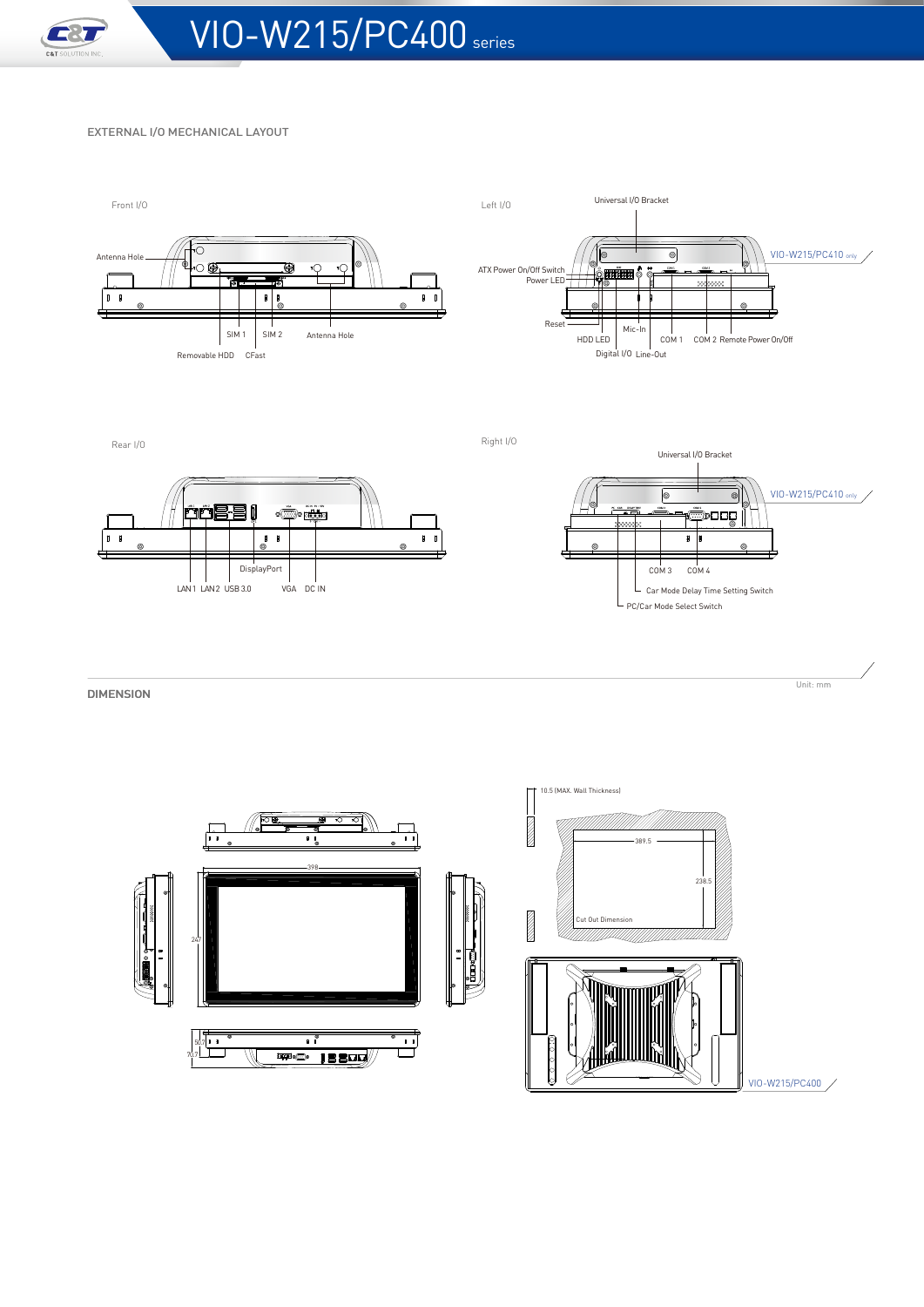## EXTERNAL I/O MECHANICAL LAYOUT

Front I/O

Antenna Hole

SIM 1 SIM 2 Antenna Hole

Removable HDD CFast

Left I/O

Universal I/O Bracket

VIO-W215/PC410 only

ATX Power On/Off Switch

Power LED

Reset

HDD LED Mic-In COM 1 COM 2 Remote Power On/Off

Digital I/O Line-Out

Rear I/O

DisplayPort

LAN 1 LAN 2 USB 3.0 VGA DC IN

Right I/O

Universal I/O Bracket

VIO-W215/PC410 only

COM 3 COM 4

Car Mode Delay Time Setting Switch

PC/Car Mode Select Switch

## DIMENSION

Unit: mm

398

247

50.7

70.7

10.5 (MAX. Wall Thickness)

389.5

238.5

Cut Out Dimension

VIO-W215/PC400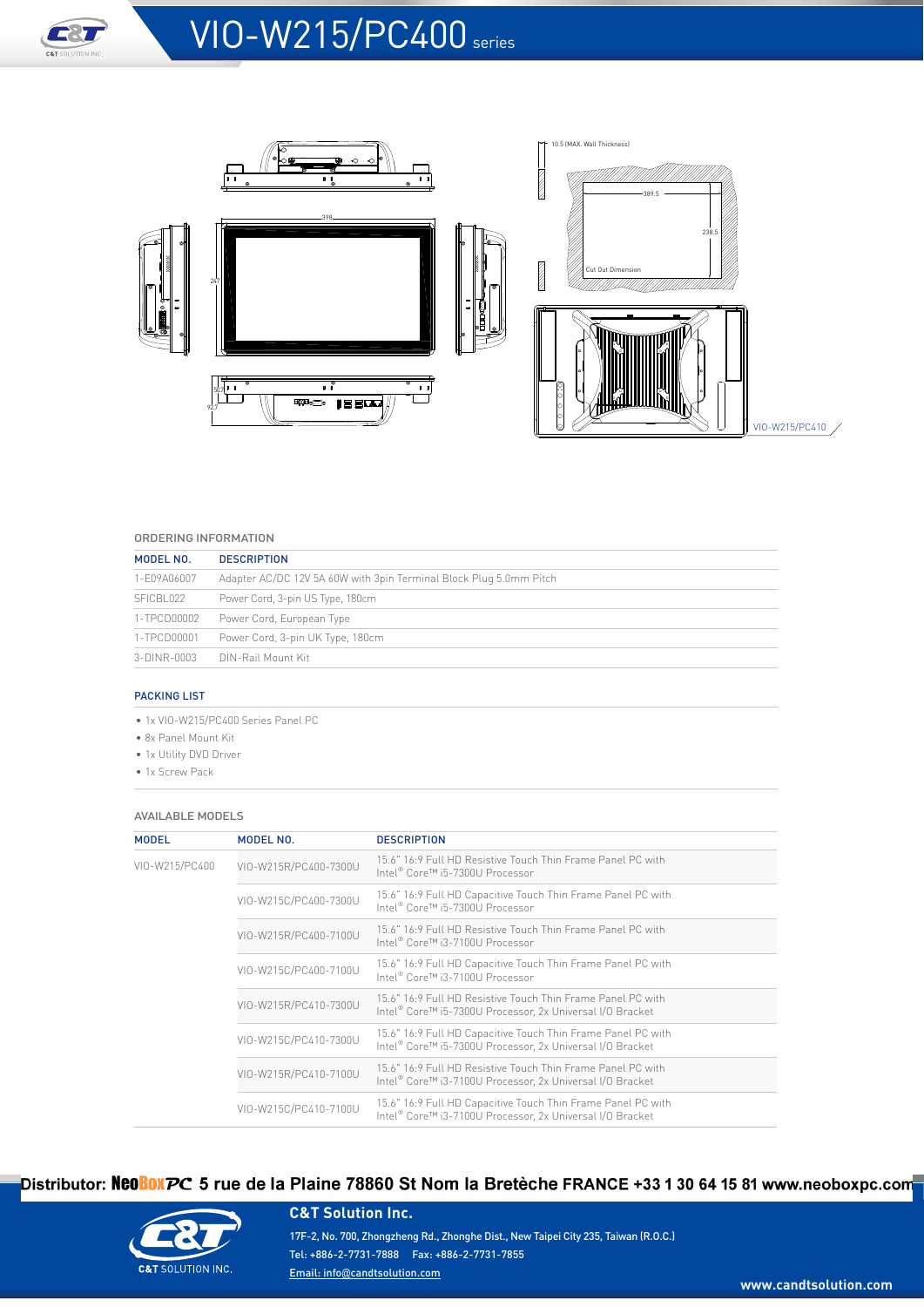# VIO-W215/PC400 series

10.5 (MAX. Wall Thickness)

389.5

238.5

Cut Out Dimension

398

247

60.8

92.7

VIO-W215/PC410

## ORDERING INFORMATION

| MODEL NO. | DESCRIPTION |
|---|---|
| 1-E09A06007 | Adapter AC/DC 12V 5A 60W with 3pin Terminal Block Plug 5.0mm Pitch |
| SFICBL022 | Power Cord, 3-pin US Type, 180cm |
| 1-TPCD00002 | Power Cord, European Type |
| 1-TPCD00001 | Power Cord, 3-pin UK Type, 180cm |
| 3-DINR-0003 | DIN-Rail Mount Kit |

## PACKING LIST

- 1x VIO-W215/PC400 Series Panel PC
- 8x Panel Mount Kit
- 1x Utility DVD Driver
- 1x Screw Pack

## AVAILABLE MODELS

| MODEL | MODEL NO. | DESCRIPTION |
|---|---|---|
| VIO-W215/PC400 | VIO-W215R/PC400-7300U | 15.6" 16:9 Full HD Resistive Touch Thin Frame Panel PC with Intel® Core™ i5-7300U Processor |
| | VIO-W215C/PC400-7300U | 15.6" 16:9 Full HD Capacitive Touch Thin Frame Panel PC with Intel® Core™ i5-7300U Processor |
| | VIO-W215R/PC400-7100U | 15.6" 16:9 Full HD Resistive Touch Thin Frame Panel PC with Intel® Core™ i3-7100U Processor |
| | VIO-W215C/PC400-7100U | 15.6" 16:9 Full HD Capacitive Touch Thin Frame Panel PC with Intel® Core™ i3-7100U Processor |
| | VIO-W215R/PC410-7300U | 15.6" 16:9 Full HD Resistive Touch Thin Frame Panel PC with Intel® Core™ i5-7300U Processor, 2x Universal I/O Bracket |
| | VIO-W215C/PC410-7300U | 15.6" 16:9 Full HD Capacitive Touch Thin Frame Panel PC with Intel® Core™ i5-7300U Processor, 2x Universal I/O Bracket |
| | VIO-W215R/PC410-7100U | 15.6" 16:9 Full HD Resistive Touch Thin Frame Panel PC with Intel® Core™ i3-7100U Processor, 2x Universal I/O Bracket |
| | VIO-W215C/PC410-7100U | 15.6" 16:9 Full HD Capacitive Touch Thin Frame Panel PC with Intel® Core™ i3-7100U Processor, 2x Universal I/O Bracket |

**Distributor: NeoBoxPC 5 rue de la Plaine 78860 St Nom la Bretèche FRANCE +33 1 30 64 15 81 www.neoboxpc.com**

**C&T Solution Inc.**

17F-2, No. 700, Zhongzheng Rd., Zhonghe Dist., New Taipei City 235, Taiwan (R.O.C.)

Tel: +886-2-7731-7888 Fax: +886-2-7731-7855

Email: info@candtsolution.com

www.candtsolution.com